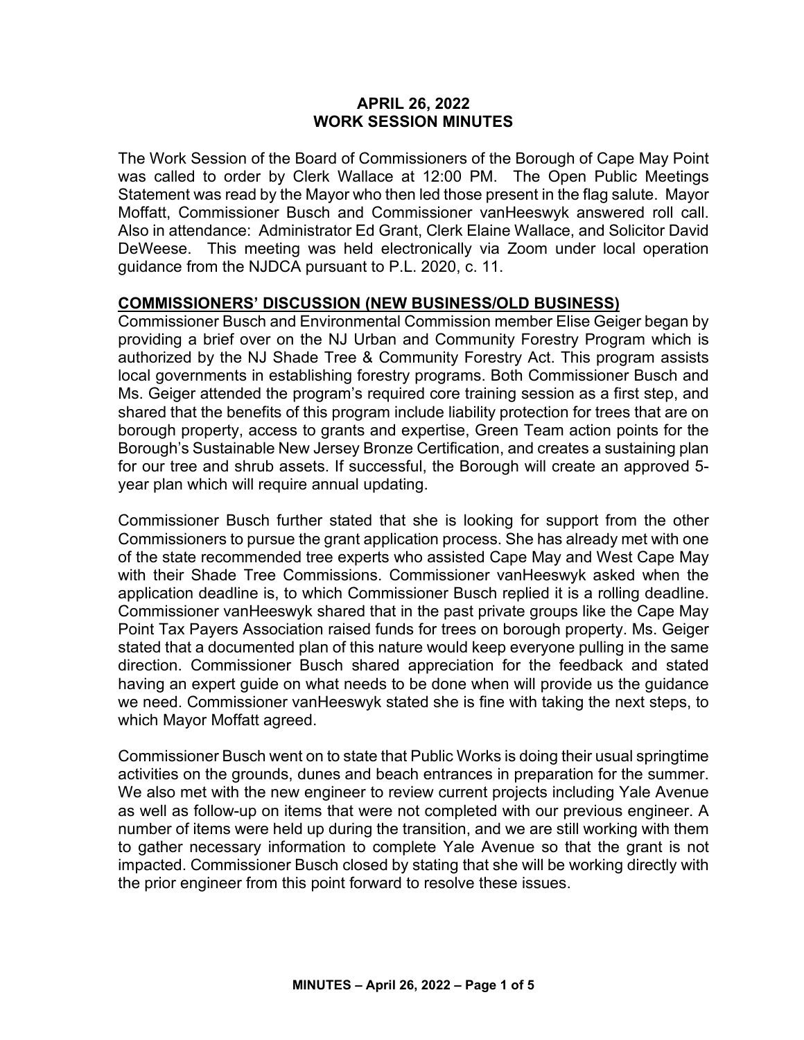**APRIL 26, 2022**
**WORK SESSION MINUTES**

The Work Session of the Board of Commissioners of the Borough of Cape May Point was called to order by Clerk Wallace at 12:00 PM. The Open Public Meetings Statement was read by the Mayor who then led those present in the flag salute. Mayor Moffatt, Commissioner Busch and Commissioner vanHeeswyk answered roll call. Also in attendance: Administrator Ed Grant, Clerk Elaine Wallace, and Solicitor David DeWeese. This meeting was held electronically via Zoom under local operation guidance from the NJDCA pursuant to P.L. 2020, c. 11.

**COMMISSIONERS' DISCUSSION (NEW BUSINESS/OLD BUSINESS)**

Commissioner Busch and Environmental Commission member Elise Geiger began by providing a brief over on the NJ Urban and Community Forestry Program which is authorized by the NJ Shade Tree & Community Forestry Act. This program assists local governments in establishing forestry programs. Both Commissioner Busch and Ms. Geiger attended the program's required core training session as a first step, and shared that the benefits of this program include liability protection for trees that are on borough property, access to grants and expertise, Green Team action points for the Borough's Sustainable New Jersey Bronze Certification, and creates a sustaining plan for our tree and shrub assets. If successful, the Borough will create an approved 5-year plan which will require annual updating.

Commissioner Busch further stated that she is looking for support from the other Commissioners to pursue the grant application process. She has already met with one of the state recommended tree experts who assisted Cape May and West Cape May with their Shade Tree Commissions. Commissioner vanHeeswyk asked when the application deadline is, to which Commissioner Busch replied it is a rolling deadline. Commissioner vanHeeswyk shared that in the past private groups like the Cape May Point Tax Payers Association raised funds for trees on borough property. Ms. Geiger stated that a documented plan of this nature would keep everyone pulling in the same direction. Commissioner Busch shared appreciation for the feedback and stated having an expert guide on what needs to be done when will provide us the guidance we need. Commissioner vanHeeswyk stated she is fine with taking the next steps, to which Mayor Moffatt agreed.

Commissioner Busch went on to state that Public Works is doing their usual springtime activities on the grounds, dunes and beach entrances in preparation for the summer. We also met with the new engineer to review current projects including Yale Avenue as well as follow-up on items that were not completed with our previous engineer. A number of items were held up during the transition, and we are still working with them to gather necessary information to complete Yale Avenue so that the grant is not impacted. Commissioner Busch closed by stating that she will be working directly with the prior engineer from this point forward to resolve these issues.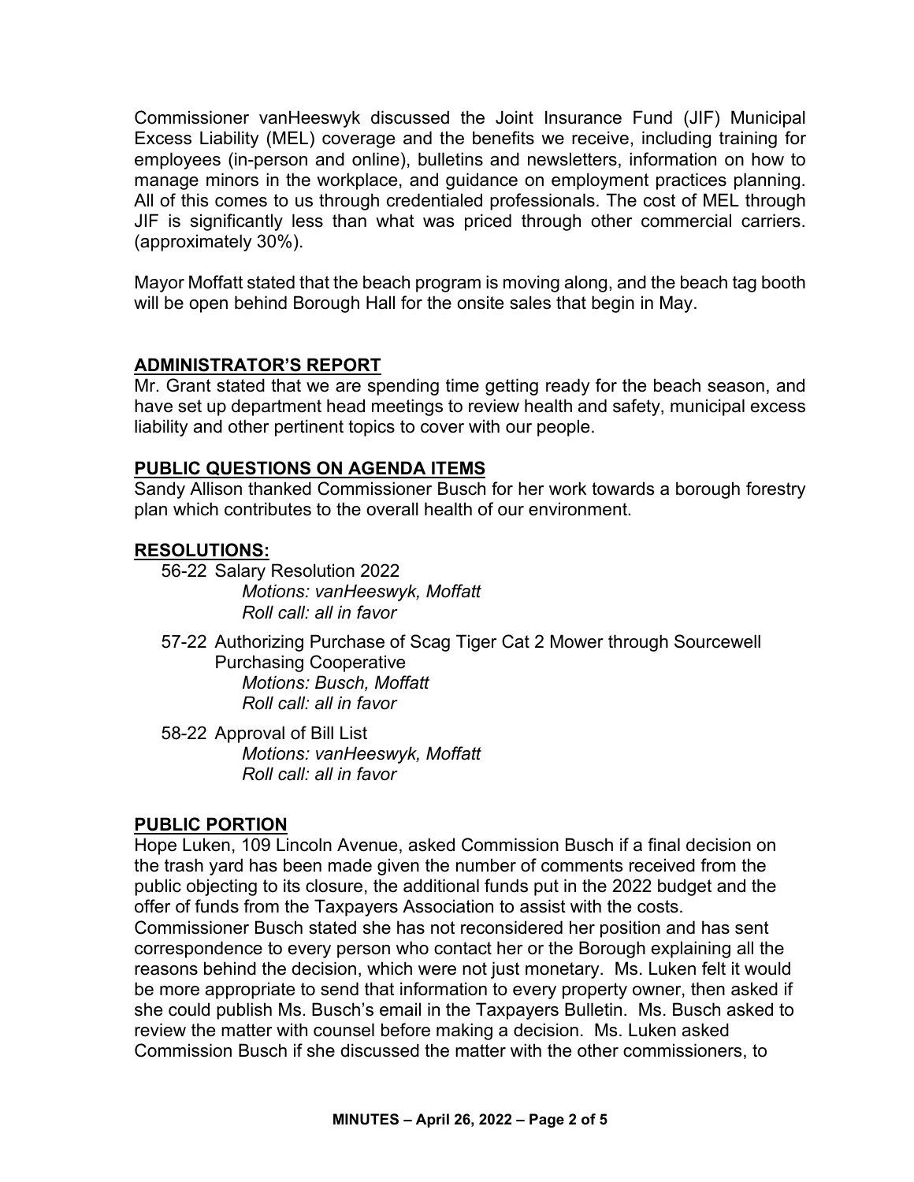Commissioner vanHeeswyk discussed the Joint Insurance Fund (JIF) Municipal Excess Liability (MEL) coverage and the benefits we receive, including training for employees (in-person and online), bulletins and newsletters, information on how to manage minors in the workplace, and guidance on employment practices planning. All of this comes to us through credentialed professionals. The cost of MEL through JIF is significantly less than what was priced through other commercial carriers. (approximately 30%).

Mayor Moffatt stated that the beach program is moving along, and the beach tag booth will be open behind Borough Hall for the onsite sales that begin in May.

## ADMINISTRATOR'S REPORT

Mr. Grant stated that we are spending time getting ready for the beach season, and have set up department head meetings to review health and safety, municipal excess liability and other pertinent topics to cover with our people.

## PUBLIC QUESTIONS ON AGENDA ITEMS

Sandy Allison thanked Commissioner Busch for her work towards a borough forestry plan which contributes to the overall health of our environment.

## RESOLUTIONS:

56-22 Salary Resolution 2022
*Motions: vanHeeswyk, Moffatt*
*Roll call: all in favor*

57-22 Authorizing Purchase of Scag Tiger Cat 2 Mower through Sourcewell Purchasing Cooperative
*Motions: Busch, Moffatt*
*Roll call: all in favor*

58-22 Approval of Bill List
*Motions: vanHeeswyk, Moffatt*
*Roll call: all in favor*

## PUBLIC PORTION

Hope Luken, 109 Lincoln Avenue, asked Commission Busch if a final decision on the trash yard has been made given the number of comments received from the public objecting to its closure, the additional funds put in the 2022 budget and the offer of funds from the Taxpayers Association to assist with the costs. Commissioner Busch stated she has not reconsidered her position and has sent correspondence to every person who contact her or the Borough explaining all the reasons behind the decision, which were not just monetary. Ms. Luken felt it would be more appropriate to send that information to every property owner, then asked if she could publish Ms. Busch's email in the Taxpayers Bulletin. Ms. Busch asked to review the matter with counsel before making a decision. Ms. Luken asked Commission Busch if she discussed the matter with the other commissioners, to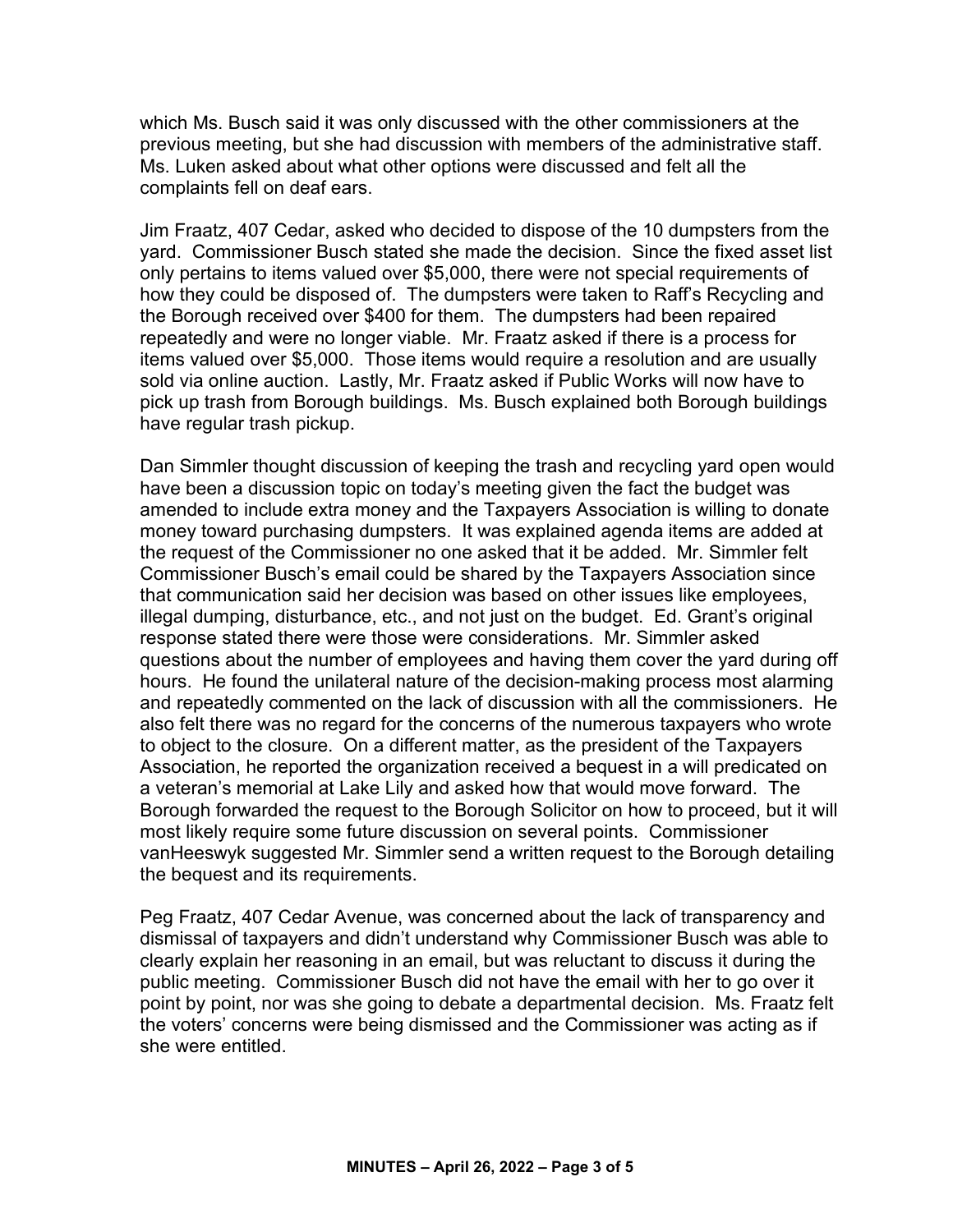which Ms. Busch said it was only discussed with the other commissioners at the previous meeting, but she had discussion with members of the administrative staff. Ms. Luken asked about what other options were discussed and felt all the complaints fell on deaf ears.

Jim Fraatz, 407 Cedar, asked who decided to dispose of the 10 dumpsters from the yard. Commissioner Busch stated she made the decision. Since the fixed asset list only pertains to items valued over $5,000, there were not special requirements of how they could be disposed of. The dumpsters were taken to Raff's Recycling and the Borough received over $400 for them. The dumpsters had been repaired repeatedly and were no longer viable. Mr. Fraatz asked if there is a process for items valued over $5,000. Those items would require a resolution and are usually sold via online auction. Lastly, Mr. Fraatz asked if Public Works will now have to pick up trash from Borough buildings. Ms. Busch explained both Borough buildings have regular trash pickup.

Dan Simmler thought discussion of keeping the trash and recycling yard open would have been a discussion topic on today's meeting given the fact the budget was amended to include extra money and the Taxpayers Association is willing to donate money toward purchasing dumpsters. It was explained agenda items are added at the request of the Commissioner no one asked that it be added. Mr. Simmler felt Commissioner Busch's email could be shared by the Taxpayers Association since that communication said her decision was based on other issues like employees, illegal dumping, disturbance, etc., and not just on the budget. Ed. Grant's original response stated there were those were considerations. Mr. Simmler asked questions about the number of employees and having them cover the yard during off hours. He found the unilateral nature of the decision-making process most alarming and repeatedly commented on the lack of discussion with all the commissioners. He also felt there was no regard for the concerns of the numerous taxpayers who wrote to object to the closure. On a different matter, as the president of the Taxpayers Association, he reported the organization received a bequest in a will predicated on a veteran's memorial at Lake Lily and asked how that would move forward. The Borough forwarded the request to the Borough Solicitor on how to proceed, but it will most likely require some future discussion on several points. Commissioner vanHeeswyk suggested Mr. Simmler send a written request to the Borough detailing the bequest and its requirements.

Peg Fraatz, 407 Cedar Avenue, was concerned about the lack of transparency and dismissal of taxpayers and didn't understand why Commissioner Busch was able to clearly explain her reasoning in an email, but was reluctant to discuss it during the public meeting. Commissioner Busch did not have the email with her to go over it point by point, nor was she going to debate a departmental decision. Ms. Fraatz felt the voters' concerns were being dismissed and the Commissioner was acting as if she were entitled.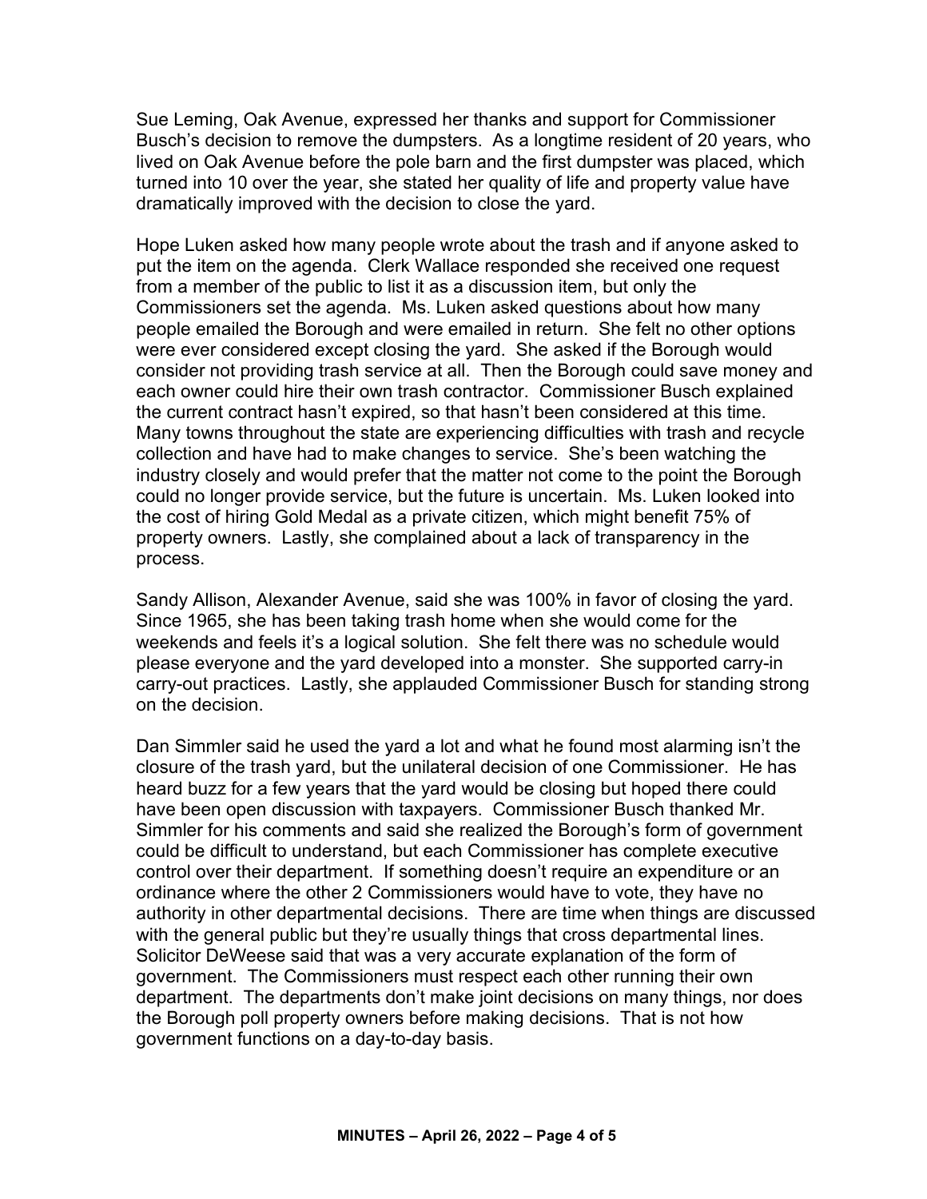Sue Leming, Oak Avenue, expressed her thanks and support for Commissioner Busch's decision to remove the dumpsters. As a longtime resident of 20 years, who lived on Oak Avenue before the pole barn and the first dumpster was placed, which turned into 10 over the year, she stated her quality of life and property value have dramatically improved with the decision to close the yard.

Hope Luken asked how many people wrote about the trash and if anyone asked to put the item on the agenda. Clerk Wallace responded she received one request from a member of the public to list it as a discussion item, but only the Commissioners set the agenda. Ms. Luken asked questions about how many people emailed the Borough and were emailed in return. She felt no other options were ever considered except closing the yard. She asked if the Borough would consider not providing trash service at all. Then the Borough could save money and each owner could hire their own trash contractor. Commissioner Busch explained the current contract hasn't expired, so that hasn't been considered at this time. Many towns throughout the state are experiencing difficulties with trash and recycle collection and have had to make changes to service. She's been watching the industry closely and would prefer that the matter not come to the point the Borough could no longer provide service, but the future is uncertain. Ms. Luken looked into the cost of hiring Gold Medal as a private citizen, which might benefit 75% of property owners. Lastly, she complained about a lack of transparency in the process.

Sandy Allison, Alexander Avenue, said she was 100% in favor of closing the yard. Since 1965, she has been taking trash home when she would come for the weekends and feels it's a logical solution. She felt there was no schedule would please everyone and the yard developed into a monster. She supported carry-in carry-out practices. Lastly, she applauded Commissioner Busch for standing strong on the decision.

Dan Simmler said he used the yard a lot and what he found most alarming isn't the closure of the trash yard, but the unilateral decision of one Commissioner. He has heard buzz for a few years that the yard would be closing but hoped there could have been open discussion with taxpayers. Commissioner Busch thanked Mr. Simmler for his comments and said she realized the Borough's form of government could be difficult to understand, but each Commissioner has complete executive control over their department. If something doesn't require an expenditure or an ordinance where the other 2 Commissioners would have to vote, they have no authority in other departmental decisions. There are time when things are discussed with the general public but they're usually things that cross departmental lines. Solicitor DeWeese said that was a very accurate explanation of the form of government. The Commissioners must respect each other running their own department. The departments don't make joint decisions on many things, nor does the Borough poll property owners before making decisions. That is not how government functions on a day-to-day basis.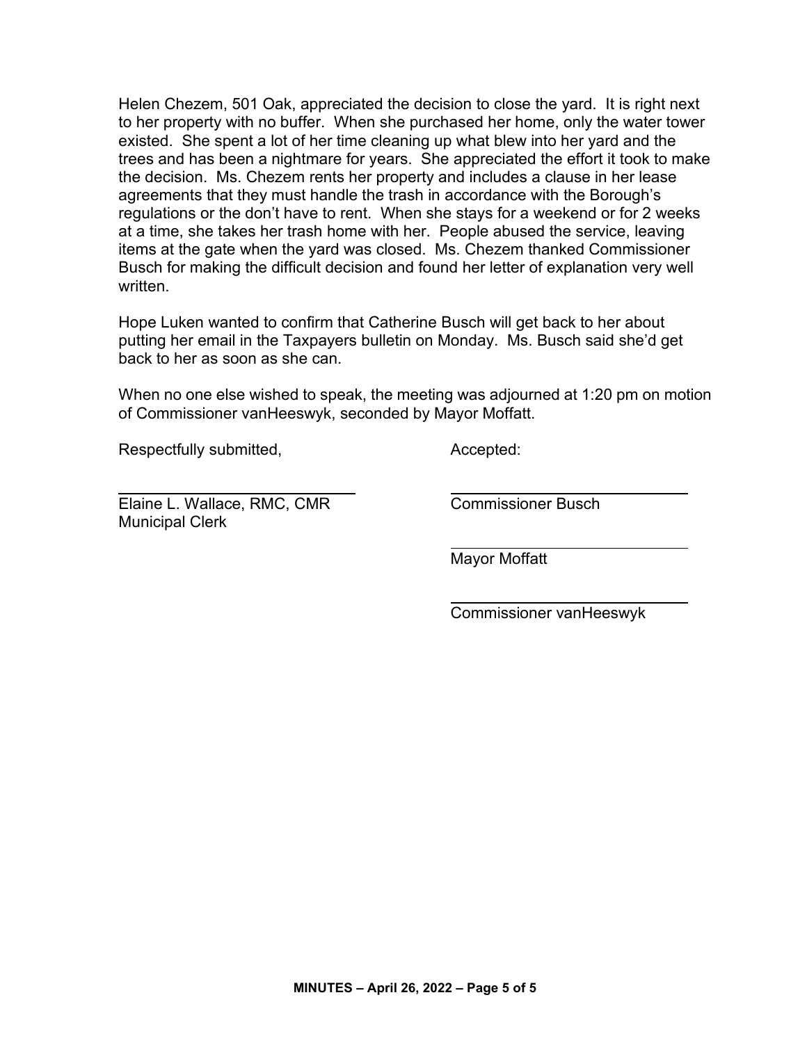Helen Chezem, 501 Oak, appreciated the decision to close the yard. It is right next to her property with no buffer. When she purchased her home, only the water tower existed. She spent a lot of her time cleaning up what blew into her yard and the trees and has been a nightmare for years. She appreciated the effort it took to make the decision. Ms. Chezem rents her property and includes a clause in her lease agreements that they must handle the trash in accordance with the Borough's regulations or the don't have to rent. When she stays for a weekend or for 2 weeks at a time, she takes her trash home with her. People abused the service, leaving items at the gate when the yard was closed. Ms. Chezem thanked Commissioner Busch for making the difficult decision and found her letter of explanation very well written.

Hope Luken wanted to confirm that Catherine Busch will get back to her about putting her email in the Taxpayers bulletin on Monday. Ms. Busch said she'd get back to her as soon as she can.

When no one else wished to speak, the meeting was adjourned at 1:20 pm on motion of Commissioner vanHeeswyk, seconded by Mayor Moffatt.

Respectfully submitted,

\_\_\_\_\_\_\_\_\_\_\_\_\_\_\_\_\_\_\_\_\_\_\_\_\_\_\_\_

Elaine L. Wallace, RMC, CMR
Municipal Clerk

Accepted:

\_\_\_\_\_\_\_\_\_\_\_\_\_\_\_\_\_\_\_\_\_\_\_\_\_\_\_\_

Commissioner Busch

\_\_\_\_\_\_\_\_\_\_\_\_\_\_\_\_\_\_\_\_\_\_\_\_\_\_\_\_

Mayor Moffatt

\_\_\_\_\_\_\_\_\_\_\_\_\_\_\_\_\_\_\_\_\_\_\_\_\_\_\_\_

Commissioner vanHeeswyk